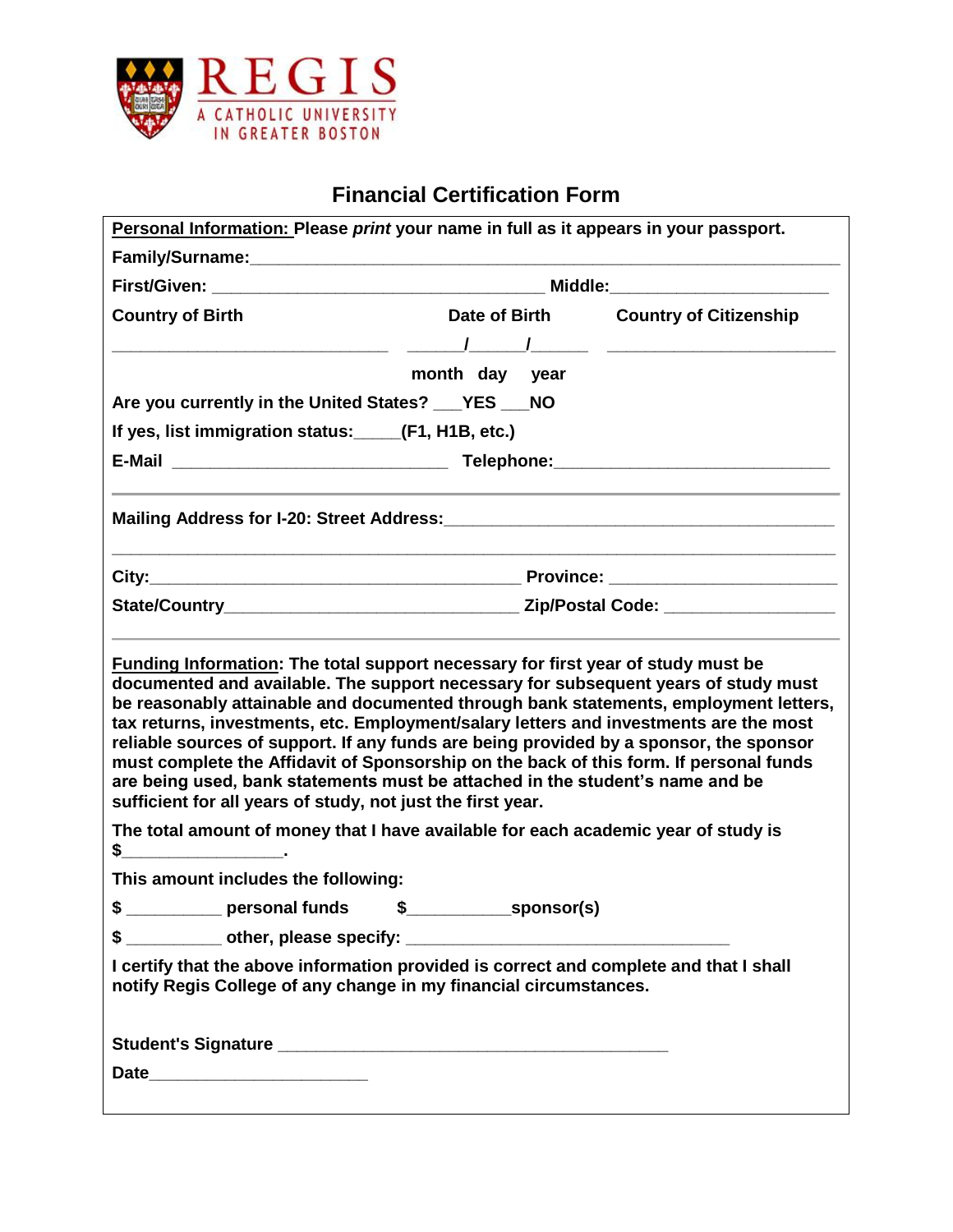REGIS

A CATHOLIC UNIVERSITY IN GREATER BOSTON

# Financial Certification Form

**Personal Information:** Please *print* your name in full as it appears in your passport.

**Family/Surname:**_______________________________________________________________

**First/Given:** ___________________________________ **Middle:**_____________________

**Country of Birth** | **Date of Birth** | **Country of Citizenship**

___________________________ ______/______/______ _______________________

month day year

**Are you currently in the United States?** ___**YES** ___**NO**

**If yes, list immigration status:**_____**(F1, H1B, etc.)**

**E-Mail** ______________________________ **Telephone:**_____________________________

---

**Mailing Address for I-20: Street Address:**__________________________________________

_______________________________________________________________________________

**City:**________________________________________ **Province:** ______________________

**State/Country**______________________________ **Zip/Postal Code:** _________________

---

**Funding Information: The total support necessary for first year of study must be documented and available. The support necessary for subsequent years of study must be reasonably attainable and documented through bank statements, employment letters, tax returns, investments, etc. Employment/salary letters and investments are the most reliable sources of support. If any funds are being provided by a sponsor, the sponsor must complete the Affidavit of Sponsorship on the back of this form. If personal funds are being used, bank statements must be attached in the student's name and be sufficient for all years of study, not just the first year.**

**The total amount of money that I have available for each academic year of study is $________________.**

**This amount includes the following:**

**$** __________ **personal funds** **$**___________**sponsor(s)**

**$** __________ **other, please specify:** __________________________________

**I certify that the above information provided is correct and complete and that I shall notify Regis College of any change in my financial circumstances.**

**Student's Signature** ___________________________________________

**Date**________________________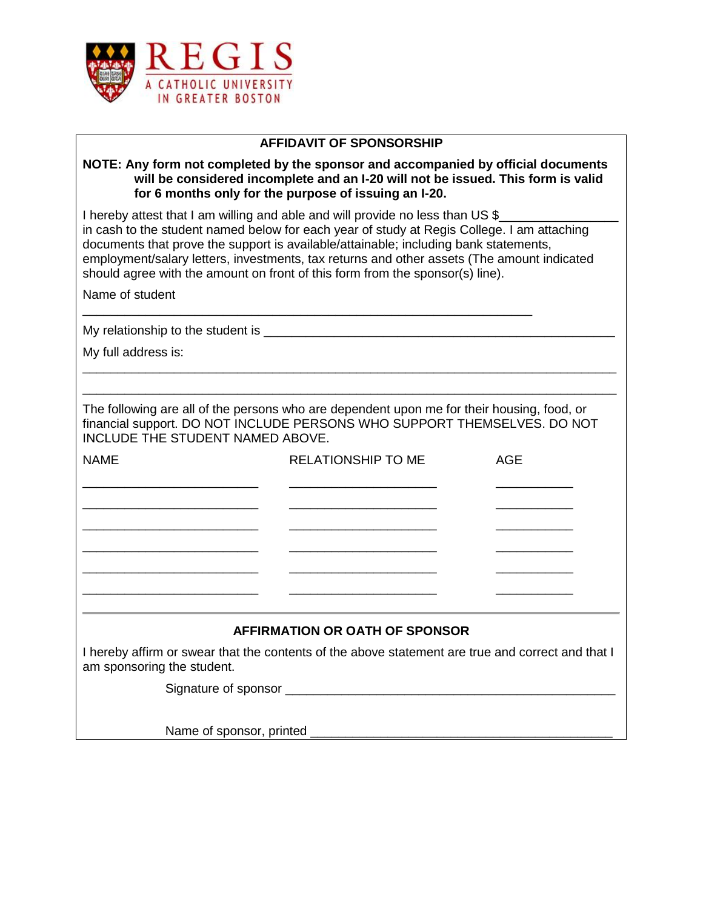REGIS

A CATHOLIC UNIVERSITY IN GREATER BOSTON

## AFFIDAVIT OF SPONSORSHIP

**NOTE: Any form not completed by the sponsor and accompanied by official documents will be considered incomplete and an I-20 will not be issued. This form is valid for 6 months only for the purpose of issuing an I-20.**

I hereby attest that I am willing and able and will provide no less than US $_________________ in cash to the student named below for each year of study at Regis College. I am attaching documents that prove the support is available/attainable; including bank statements, employment/salary letters, investments, tax returns and other assets (The amount indicated should agree with the amount on front of this form from the sponsor(s) line).

Name of student

_____________________________________________________________________

My relationship to the student is _____________________________________________________

My full address is:

_____________________________________________________________________

_____________________________________________________________________

The following are all of the persons who are dependent upon me for their housing, food, or financial support. DO NOT INCLUDE PERSONS WHO SUPPORT THEMSELVES. DO NOT INCLUDE THE STUDENT NAMED ABOVE.

| NAME | RELATIONSHIP TO ME | AGE |
|---|---|---|
| __________________________ | _____________________ | ___________ |
| __________________________ | _____________________ | ___________ |
| __________________________ | _____________________ | ___________ |
| __________________________ | _____________________ | ___________ |
| __________________________ | _____________________ | ___________ |
| __________________________ | _____________________ | ___________ |

## AFFIRMATION OR OATH OF SPONSOR

I hereby affirm or swear that the contents of the above statement are true and correct and that I am sponsoring the student.

Signature of sponsor _______________________________________________

Name of sponsor, printed ____________________________________________